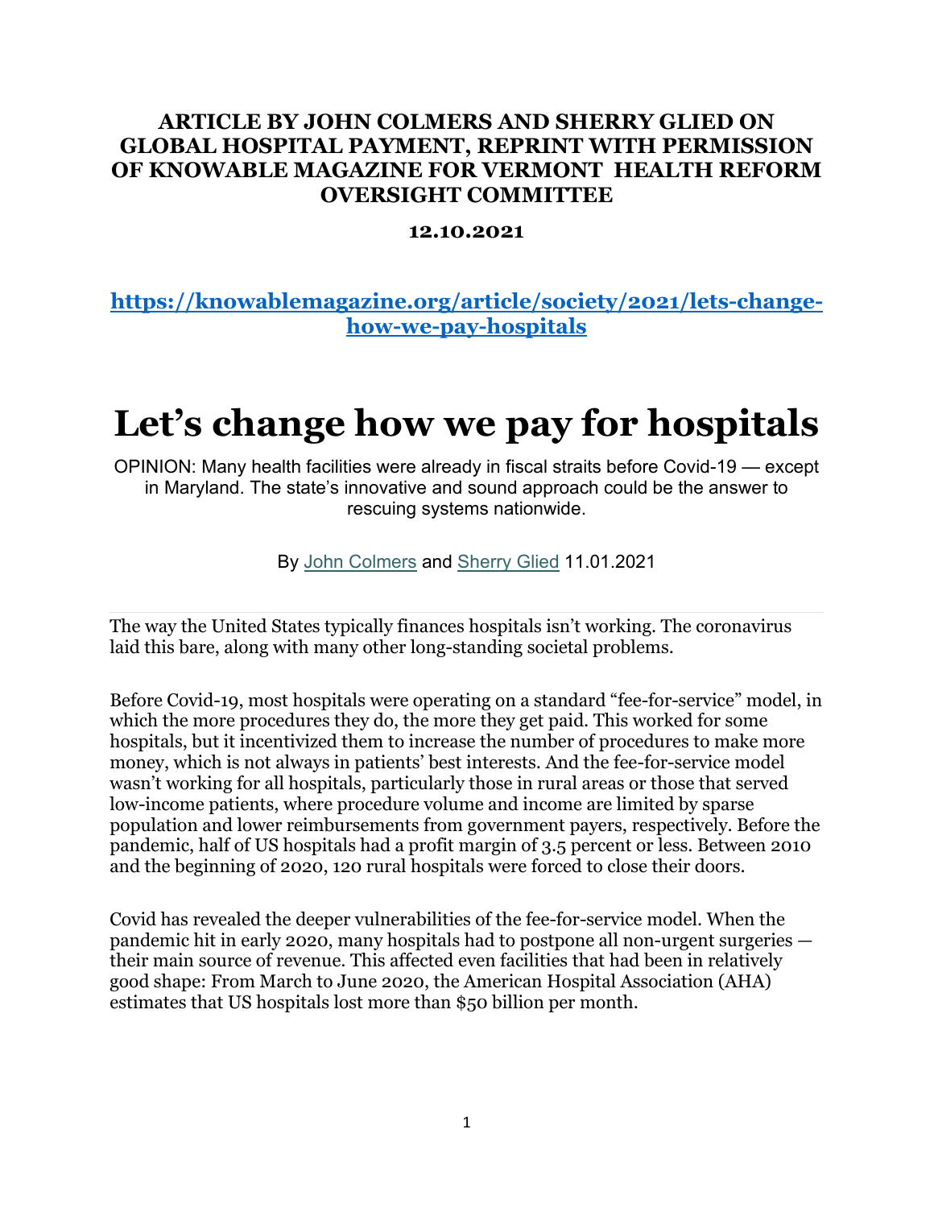**ARTICLE BY JOHN COLMERS AND SHERRY GLIED ON GLOBAL HOSPITAL PAYMENT, REPRINT WITH PERMISSION OF KNOWABLE MAGAZINE FOR VERMONT HEALTH REFORM OVERSIGHT COMMITTEE**

**12.10.2021**

**[https://knowablemagazine.org/article/society/2021/lets-change-how-we-pay-hospitals](https://knowablemagazine.org/article/society/2021/lets-change-how-we-pay-hospitals)**

# Let's change how we pay for hospitals

OPINION: Many health facilities were already in fiscal straits before Covid-19 — except in Maryland. The state's innovative and sound approach could be the answer to rescuing systems nationwide.

By John Colmers and Sherry Glied 11.01.2021

---

The way the United States typically finances hospitals isn't working. The coronavirus laid this bare, along with many other long-standing societal problems.

Before Covid-19, most hospitals were operating on a standard "fee-for-service" model, in which the more procedures they do, the more they get paid. This worked for some hospitals, but it incentivized them to increase the number of procedures to make more money, which is not always in patients' best interests. And the fee-for-service model wasn't working for all hospitals, particularly those in rural areas or those that served low-income patients, where procedure volume and income are limited by sparse population and lower reimbursements from government payers, respectively. Before the pandemic, half of US hospitals had a profit margin of 3.5 percent or less. Between 2010 and the beginning of 2020, 120 rural hospitals were forced to close their doors.

Covid has revealed the deeper vulnerabilities of the fee-for-service model. When the pandemic hit in early 2020, many hospitals had to postpone all non-urgent surgeries — their main source of revenue. This affected even facilities that had been in relatively good shape: From March to June 2020, the American Hospital Association (AHA) estimates that US hospitals lost more than $50 billion per month.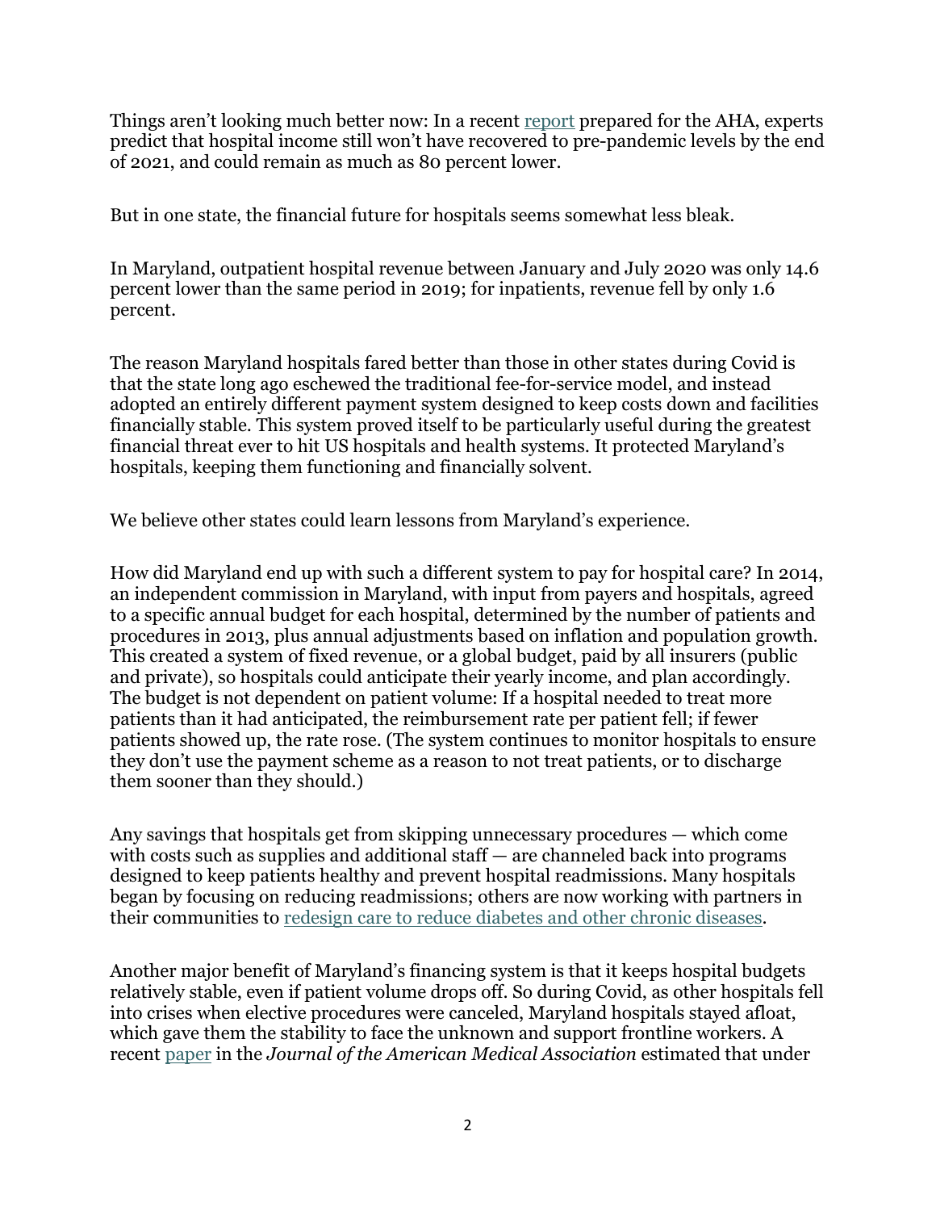Things aren't looking much better now: In a recent [report](report) prepared for the AHA, experts predict that hospital income still won't have recovered to pre-pandemic levels by the end of 2021, and could remain as much as 80 percent lower.

But in one state, the financial future for hospitals seems somewhat less bleak.

In Maryland, outpatient hospital revenue between January and July 2020 was only 14.6 percent lower than the same period in 2019; for inpatients, revenue fell by only 1.6 percent.

The reason Maryland hospitals fared better than those in other states during Covid is that the state long ago eschewed the traditional fee-for-service model, and instead adopted an entirely different payment system designed to keep costs down and facilities financially stable. This system proved itself to be particularly useful during the greatest financial threat ever to hit US hospitals and health systems. It protected Maryland's hospitals, keeping them functioning and financially solvent.

We believe other states could learn lessons from Maryland's experience.

How did Maryland end up with such a different system to pay for hospital care? In 2014, an independent commission in Maryland, with input from payers and hospitals, agreed to a specific annual budget for each hospital, determined by the number of patients and procedures in 2013, plus annual adjustments based on inflation and population growth. This created a system of fixed revenue, or a global budget, paid by all insurers (public and private), so hospitals could anticipate their yearly income, and plan accordingly. The budget is not dependent on patient volume: If a hospital needed to treat more patients than it had anticipated, the reimbursement rate per patient fell; if fewer patients showed up, the rate rose. (The system continues to monitor hospitals to ensure they don't use the payment scheme as a reason to not treat patients, or to discharge them sooner than they should.)

Any savings that hospitals get from skipping unnecessary procedures — which come with costs such as supplies and additional staff — are channeled back into programs designed to keep patients healthy and prevent hospital readmissions. Many hospitals began by focusing on reducing readmissions; others are now working with partners in their communities to [redesign care to reduce diabetes and other chronic diseases](redesign care to reduce diabetes and other chronic diseases).

Another major benefit of Maryland's financing system is that it keeps hospital budgets relatively stable, even if patient volume drops off. So during Covid, as other hospitals fell into crises when elective procedures were canceled, Maryland hospitals stayed afloat, which gave them the stability to face the unknown and support frontline workers. A recent [paper](paper) in the *Journal of the American Medical Association* estimated that under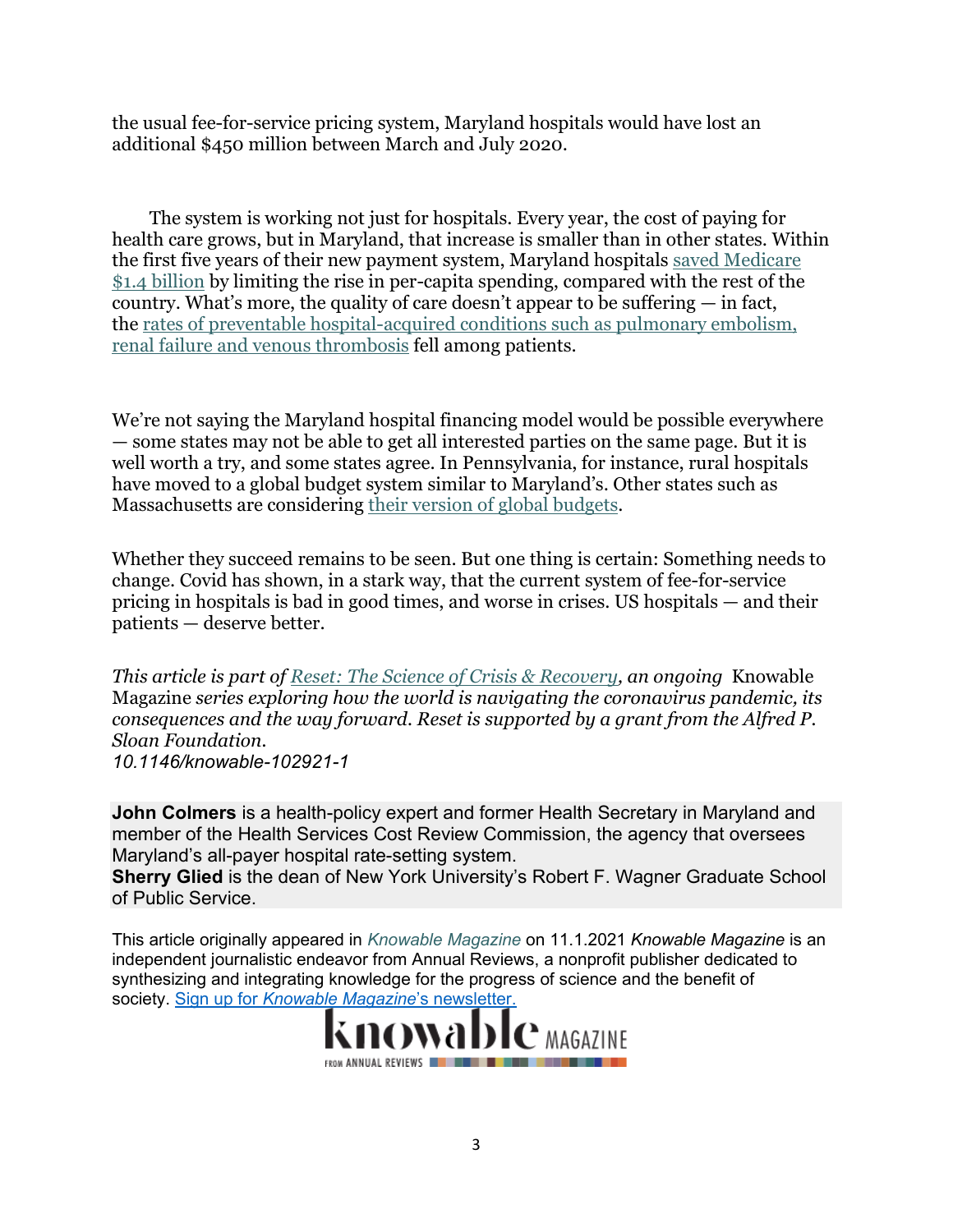the usual fee-for-service pricing system, Maryland hospitals would have lost an additional $450 million between March and July 2020.

The system is working not just for hospitals. Every year, the cost of paying for health care grows, but in Maryland, that increase is smaller than in other states. Within the first five years of their new payment system, Maryland hospitals saved Medicare $1.4 billion by limiting the rise in per-capita spending, compared with the rest of the country. What's more, the quality of care doesn't appear to be suffering — in fact, the rates of preventable hospital-acquired conditions such as pulmonary embolism, renal failure and venous thrombosis fell among patients.

We're not saying the Maryland hospital financing model would be possible everywhere — some states may not be able to get all interested parties on the same page. But it is well worth a try, and some states agree. In Pennsylvania, for instance, rural hospitals have moved to a global budget system similar to Maryland's. Other states such as Massachusetts are considering their version of global budgets.

Whether they succeed remains to be seen. But one thing is certain: Something needs to change. Covid has shown, in a stark way, that the current system of fee-for-service pricing in hospitals is bad in good times, and worse in crises. US hospitals — and their patients — deserve better.

*This article is part of Reset: The Science of Crisis & Recovery, an ongoing* Knowable Magazine *series exploring how the world is navigating the coronavirus pandemic, its consequences and the way forward. Reset is supported by a grant from the Alfred P. Sloan Foundation.*
*10.1146/knowable-102921-1*

**John Colmers** is a health-policy expert and former Health Secretary in Maryland and member of the Health Services Cost Review Commission, the agency that oversees Maryland's all-payer hospital rate-setting system.
**Sherry Glied** is the dean of New York University's Robert F. Wagner Graduate School of Public Service.

This article originally appeared in *Knowable Magazine* on 11.1.2021 *Knowable Magazine* is an independent journalistic endeavor from Annual Reviews, a nonprofit publisher dedicated to synthesizing and integrating knowledge for the progress of science and the benefit of society. Sign up for *Knowable Magazine*'s newsletter.

knowable MAGAZINE
FROM ANNUAL REVIEWS